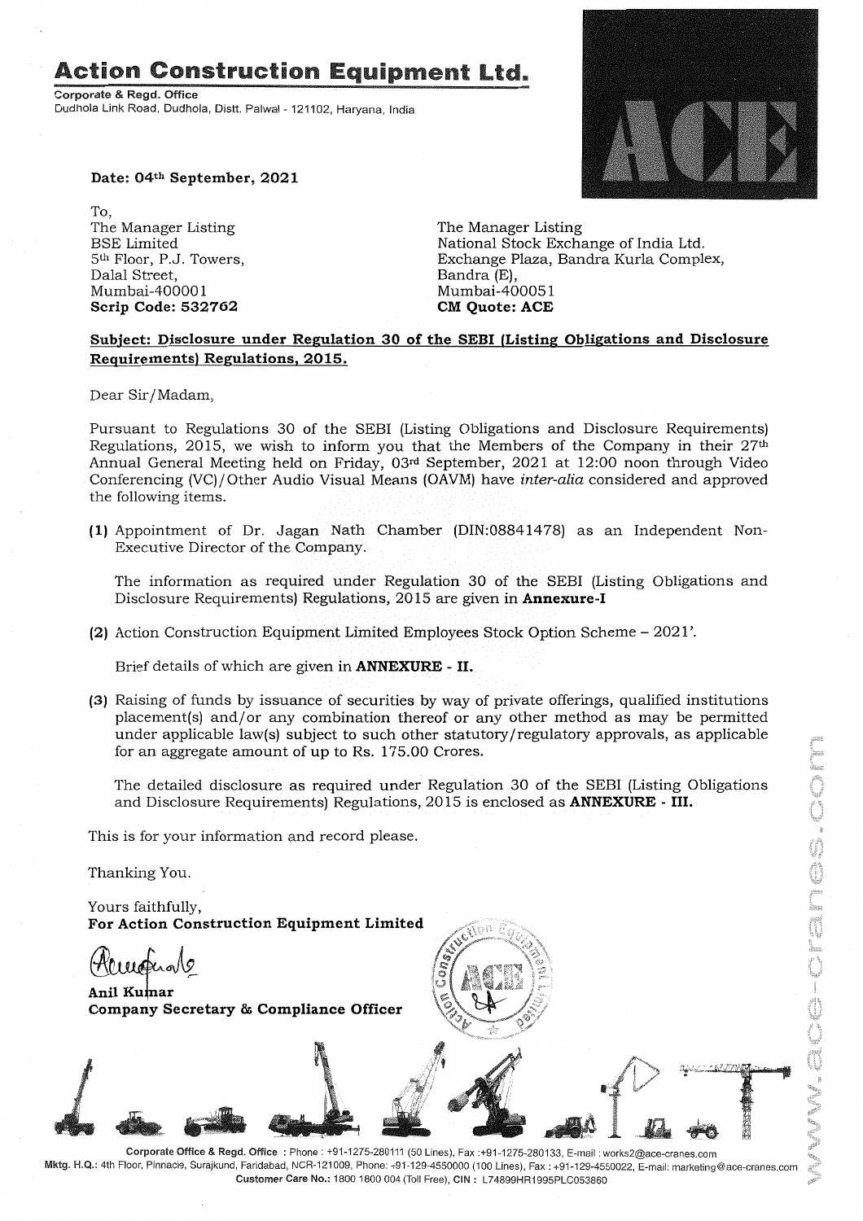# Action Construction Equipment Ltd.

Corporate & Regd. Office
Dudhola Link Road, Dudhola, Distt. Palwal - 121102, Haryana, India

**Date: 04th September, 2021**

To,
The Manager Listing
BSE Limited
5th Floor, P.J. Towers,
Dalal Street,
Mumbai-400001
**Scrip Code: 532762**

The Manager Listing
National Stock Exchange of India Ltd.
Exchange Plaza, Bandra Kurla Complex,
Bandra (E),
Mumbai-400051
**CM Quote: ACE**

**Subject: Disclosure under Regulation 30 of the SEBI (Listing Obligations and Disclosure Requirements) Regulations, 2015.**

Dear Sir/Madam,

Pursuant to Regulations 30 of the SEBI (Listing Obligations and Disclosure Requirements) Regulations, 2015, we wish to inform you that the Members of the Company in their 27th Annual General Meeting held on Friday, 03rd September, 2021 at 12:00 noon through Video Conferencing (VC)/Other Audio Visual Means (OAVM) have *inter-alia* considered and approved the following items.

**(1)** Appointment of Dr. Jagan Nath Chamber (DIN:08841478) as an Independent Non-Executive Director of the Company.

The information as required under Regulation 30 of the SEBI (Listing Obligations and Disclosure Requirements) Regulations, 2015 are given in **Annexure-I**

**(2)** Action Construction Equipment Limited Employees Stock Option Scheme – 2021'.

Brief details of which are given in **ANNEXURE - II.**

**(3)** Raising of funds by issuance of securities by way of private offerings, qualified institutions placement(s) and/or any combination thereof or any other method as may be permitted under applicable law(s) subject to such other statutory/regulatory approvals, as applicable for an aggregate amount of up to Rs. 175.00 Crores.

The detailed disclosure as required under Regulation 30 of the SEBI (Listing Obligations and Disclosure Requirements) Regulations, 2015 is enclosed as **ANNEXURE - III.**

This is for your information and record please.

Thanking You.

Yours faithfully,
**For Action Construction Equipment Limited**

**Anil Kumar**
**Company Secretary & Compliance Officer**

Corporate Office & Regd. Office : Phone : +91-1275-280111 (50 Lines), Fax :+91-1275-280133, E-mail : works2@ace-cranes.com
Mktg. H.Q.: 4th Floor, Pinnacle, Surajkund, Faridabad, NCR-121009, Phone: +91-129-4550000 (100 Lines), Fax : +91-129-4550022, E-mail: marketing@ace-cranes.com
Customer Care No.: 1800 1800 004 (Toll Free), CIN : L74899HR1995PLC053860

www.ace-cranes.com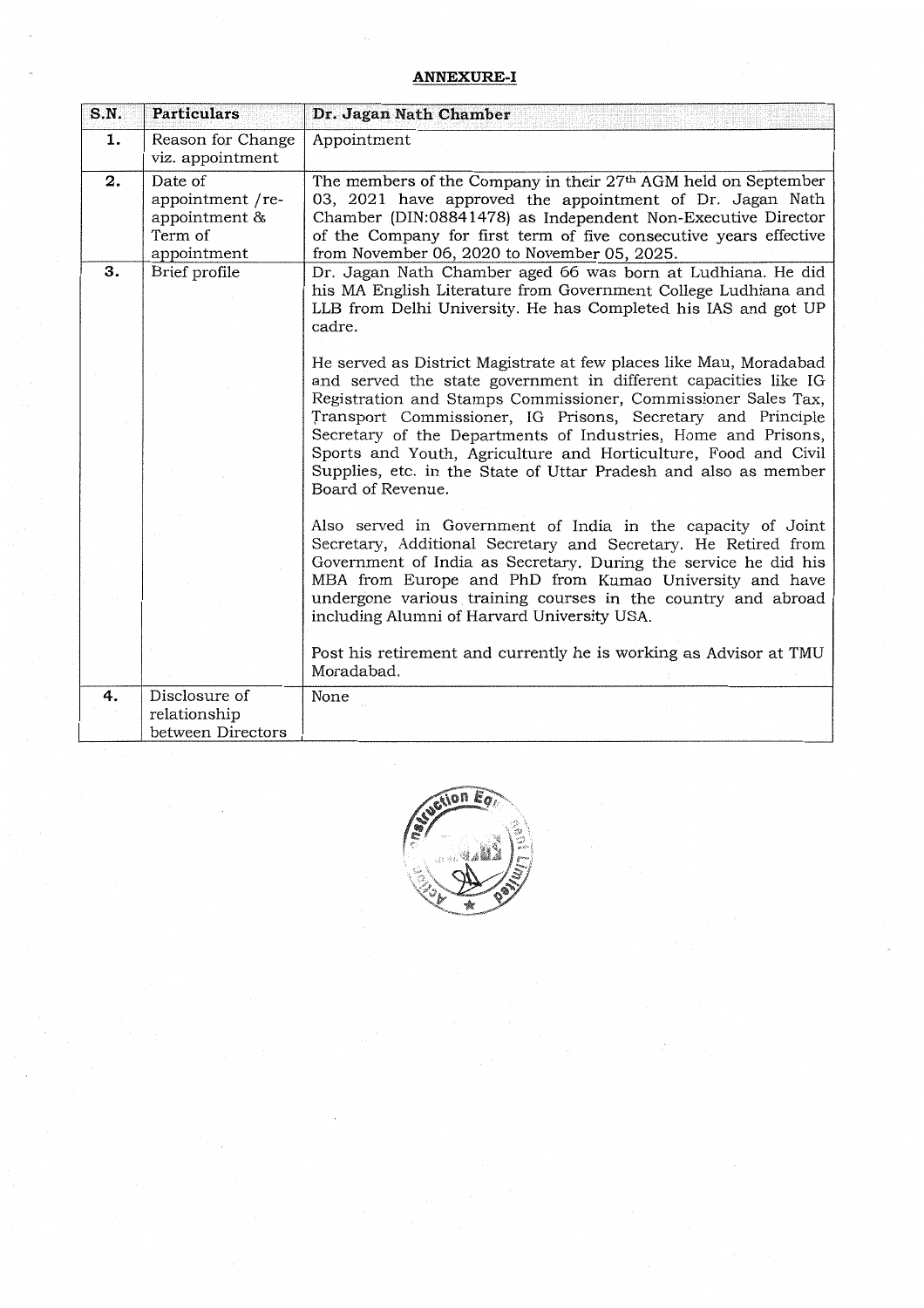## ANNEXURE-I

| S.N. | Particulars | Dr. Jagan Nath Chamber |
|---|---|---|
| 1. | Reason for Change viz. appointment | Appointment |
| 2. | Date of appointment /re-appointment & Term of appointment | The members of the Company in their 27th AGM held on September 03, 2021 have approved the appointment of Dr. Jagan Nath Chamber (DIN:08841478) as Independent Non-Executive Director of the Company for first term of five consecutive years effective from November 06, 2020 to November 05, 2025. |
| 3. | Brief profile | Dr. Jagan Nath Chamber aged 66 was born at Ludhiana. He did his MA English Literature from Government College Ludhiana and LLB from Delhi University. He has Completed his IAS and got UP cadre.<br><br>He served as District Magistrate at few places like Mau, Moradabad and served the state government in different capacities like IG Registration and Stamps Commissioner, Commissioner Sales Tax, Transport Commissioner, IG Prisons, Secretary and Principle Secretary of the Departments of Industries, Home and Prisons, Sports and Youth, Agriculture and Horticulture, Food and Civil Supplies, etc. in the State of Uttar Pradesh and also as member Board of Revenue.<br><br>Also served in Government of India in the capacity of Joint Secretary, Additional Secretary and Secretary. He Retired from Government of India as Secretary. During the service he did his MBA from Europe and PhD from Kumao University and have undergone various training courses in the country and abroad including Alumni of Harvard University USA.<br><br>Post his retirement and currently he is working as Advisor at TMU Moradabad. |
| 4. | Disclosure of relationship between Directors | None |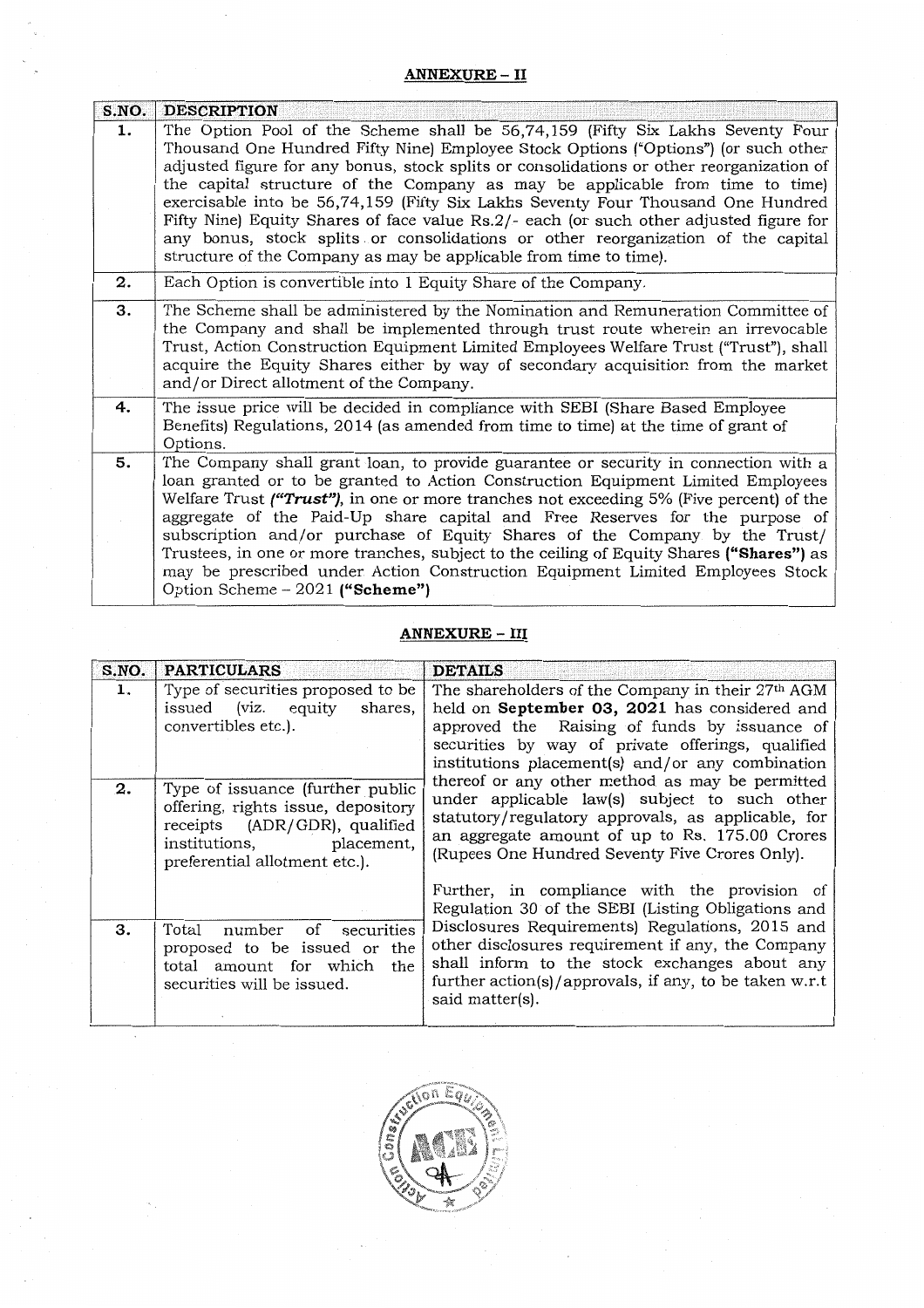## ANNEXURE – II

| S.NO. | DESCRIPTION |
|---|---|
| 1. | The Option Pool of the Scheme shall be 56,74,159 (Fifty Six Lakhs Seventy Four Thousand One Hundred Fifty Nine) Employee Stock Options ("Options") (or such other adjusted figure for any bonus, stock splits or consolidations or other reorganization of the capital structure of the Company as may be applicable from time to time) exercisable into be 56,74,159 (Fifty Six Lakhs Seventy Four Thousand One Hundred Fifty Nine) Equity Shares of face value Rs.2/- each (or such other adjusted figure for any bonus, stock splits or consolidations or other reorganization of the capital structure of the Company as may be applicable from time to time). |
| 2. | Each Option is convertible into 1 Equity Share of the Company. |
| 3. | The Scheme shall be administered by the Nomination and Remuneration Committee of the Company and shall be implemented through trust route wherein an irrevocable Trust, Action Construction Equipment Limited Employees Welfare Trust ("Trust"), shall acquire the Equity Shares either by way of secondary acquisition from the market and/or Direct allotment of the Company. |
| 4. | The issue price will be decided in compliance with SEBI (Share Based Employee Benefits) Regulations, 2014 (as amended from time to time) at the time of grant of Options. |
| 5. | The Company shall grant loan, to provide guarantee or security in connection with a loan granted or to be granted to Action Construction Equipment Limited Employees Welfare Trust ***("Trust")***, in one or more tranches not exceeding 5% (Five percent) of the aggregate of the Paid-Up share capital and Free Reserves for the purpose of subscription and/or purchase of Equity Shares of the Company by the Trust/ Trustees, in one or more tranches, subject to the ceiling of Equity Shares **("Shares")** as may be prescribed under Action Construction Equipment Limited Employees Stock Option Scheme – 2021 **("Scheme")** |

## ANNEXURE – III

| S.NO. | PARTICULARS | DETAILS |
|---|---|---|
| 1. | Type of securities proposed to be issued (viz. equity shares, convertibles etc.). | The shareholders of the Company in their 27th AGM held on **September 03, 2021** has considered and approved the Raising of funds by issuance of securities by way of private offerings, qualified institutions placement(s) and/or any combination thereof or any other method as may be permitted under applicable law(s) subject to such other statutory/regulatory approvals, as applicable, for an aggregate amount of up to Rs. 175.00 Crores (Rupees One Hundred Seventy Five Crores Only).<br><br>Further, in compliance with the provision of Regulation 30 of the SEBI (Listing Obligations and Disclosures Requirements) Regulations, 2015 and other disclosures requirement if any, the Company shall inform to the stock exchanges about any further action(s)/approvals, if any, to be taken w.r.t said matter(s). |
| 2. | Type of issuance (further public offering, rights issue, depository receipts (ADR/GDR), qualified institutions, placement, preferential allotment etc.). | |
| 3. | Total number of securities proposed to be issued or the total amount for which the securities will be issued. | |